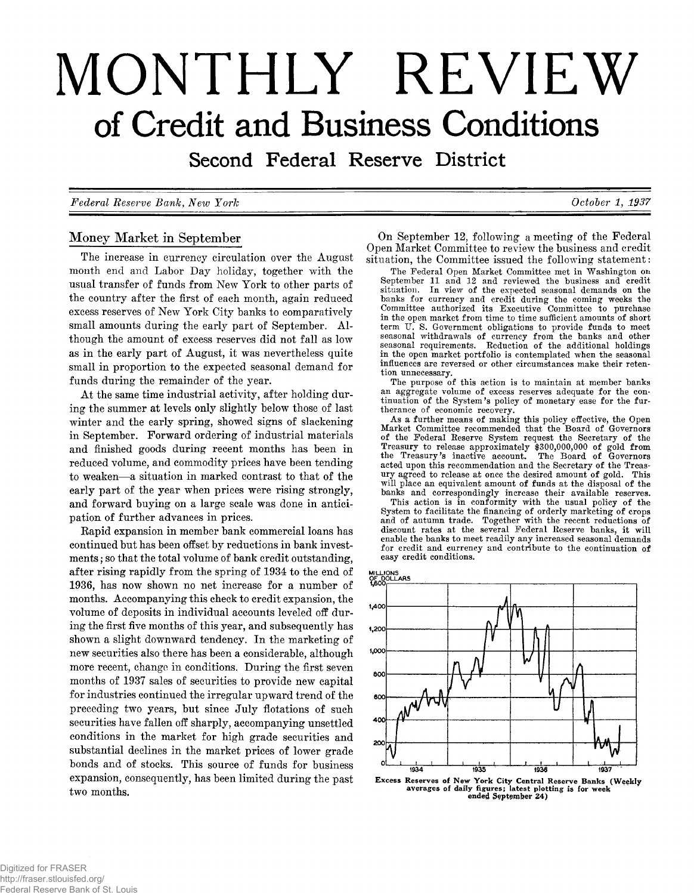# MONTHLY REVIEW

## of Credit and Business Conditions

### Second Federal Reserve District

*Federal Reserve Bank, New York* — *October 1, 1937*

## Money Market in September

The increase in currency circulation over the August month end and Labor Day holiday, together with the usual transfer of funds from New York to other parts of the country after the first of each month, again reduced excess reserves of New York City banks to comparatively small amounts during the early part of September. Although the amount of excess reserves did not fall as low as in the early part of August, it was nevertheless quite small in proportion to the expected seasonal demand for funds during the remainder of the year.

At the same time industrial activity, after holding during the summer at levels only slightly below those of last winter and the early spring, showed signs of slackening in September. Forward ordering of industrial materials and finished goods during recent months has been in reduced volume, and commodity prices have been tending to weaken—a situation in marked contrast to that of the early part of the year when prices were rising strongly, and forward buying on a large scale was done in anticipation of further advances in prices.

Rapid expansion in member bank commercial loans has continued but has been offset by reductions in bank investments; so that the total volume of bank credit outstanding, after rising rapidly from the spring of 1934 to the end of 1936, has now shown no net increase for a number of months. Accompanying this check to credit expansion, the volume of deposits in individual accounts leveled off during the first five months of this year, and subsequently has shown a slight downward tendency. In the marketing of new securities also there has been a considerable, although more recent, change in conditions. During the first seven months of 1937 sales of securities to provide new capital for industries continued the irregular upward trend of the preceding two years, but since July flotations of such securities have fallen off sharply, accompanying unsettled conditions in the market for high grade securities and substantial declines in the market prices of lower grade bonds and of stocks. This source of funds for business expansion, consequently, has been limited during the past two months.

On September 12, following a meeting of the Federal Open Market Committee to review the business and credit situation, the Committee issued the following statement:

> The Federal Open Market Committee met in Washington on September 11 and 12 and reviewed the business and credit situation. In view of the expected seasonal demands on the banks for currency and credit during the coming weeks the Committee authorized its Executive Committee to purchase in the open market from time to time sufficient amounts of short term U. S. Government obligations to provide funds to meet seasonal withdrawals of currency from the banks and other seasonal requirements. Reduction of the additional holdings in the open market portfolio is contemplated when the seasonal influences are reversed or other circumstances make their retention unnecessary.
>
> The purpose of this action is to maintain at member banks an aggregate volume of excess reserves adequate for the continuation of the System's policy of monetary ease for the furtherance of economic recovery.
>
> As a further means of making this policy effective, the Open Market Committee recommended that the Board of Governors of the Federal Reserve System request the Secretary of the Treasury to release approximately $300,000,000 of gold from the Treasury's inactive account. The Board of Governors acted upon this recommendation and the Secretary of the Treasury agreed to release at once the desired amount of gold. This will place an equivalent amount of funds at the disposal of the banks and correspondingly increase their available reserves.
>
> This action is in conformity with the usual policy of the System to facilitate the financing of orderly marketing of crops and of autumn trade. Together with the recent reductions of discount rates at the several Federal Reserve banks, it will enable the banks to meet readily any increased seasonal demands for credit and currency and contribute to the continuation of easy credit conditions.

Excess Reserves of New York City Central Reserve Banks (Weekly averages of daily figures; latest plotting is for week ended September 24)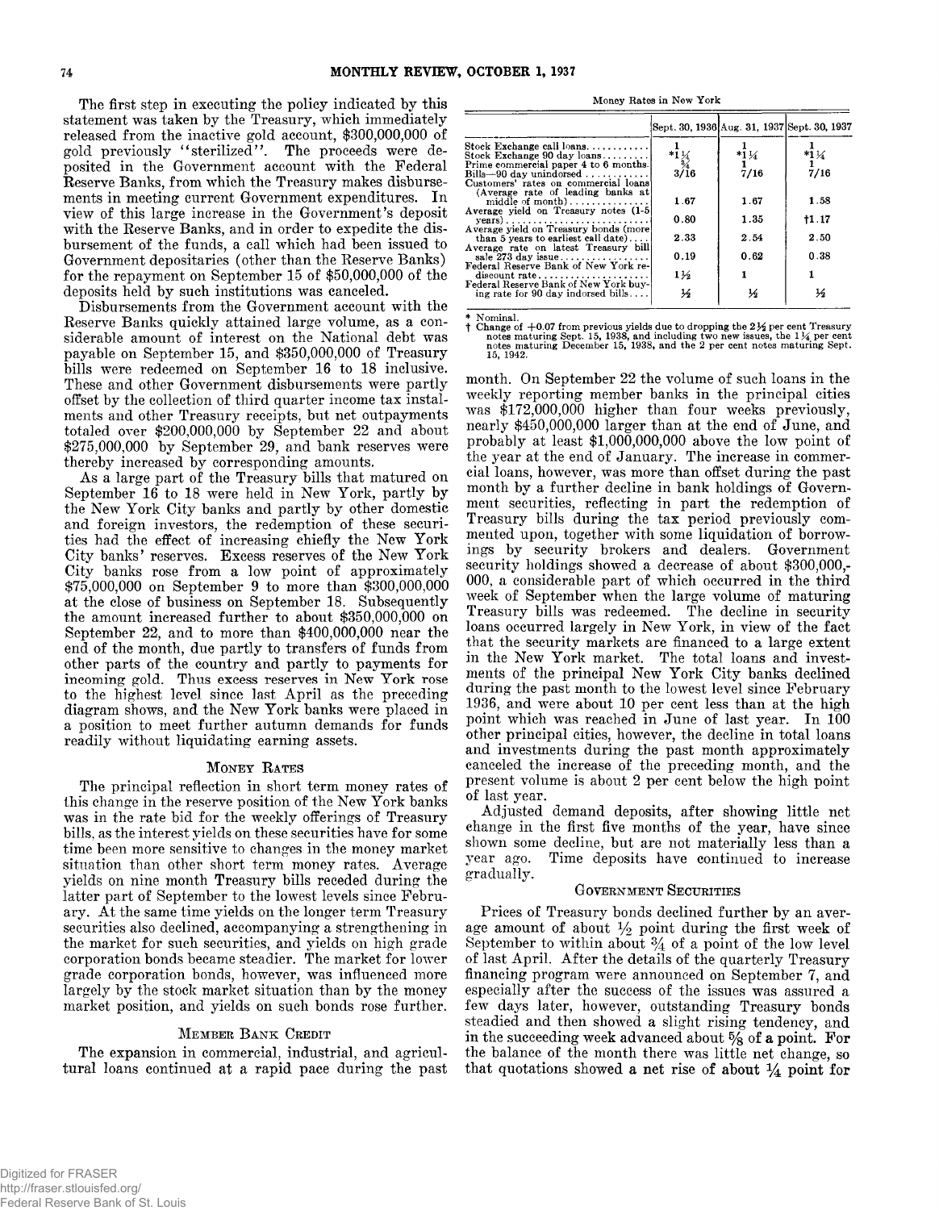The first step in executing the policy indicated by this statement was taken by the Treasury, which immediately released from the inactive gold account, $300,000,000 of gold previously "sterilized". The proceeds were deposited in the Government account with the Federal Reserve Banks, from which the Treasury makes disbursements in meeting current Government expenditures. In view of this large increase in the Government's deposit with the Reserve Banks, and in order to expedite the disbursement of the funds, a call which had been issued to Government depositaries (other than the Reserve Banks) for the repayment on September 15 of $50,000,000 of the deposits held by such institutions was canceled.

Disbursements from the Government account with the Reserve Banks quickly attained large volume, as a considerable amount of interest on the National debt was payable on September 15, and $350,000,000 of Treasury bills were redeemed on September 16 to 18 inclusive. These and other Government disbursements were partly offset by the collection of third quarter income tax instalments and other Treasury receipts, but net outpayments totaled over $200,000,000 by September 22 and about $275,000,000 by September 29, and bank reserves were thereby increased by corresponding amounts.

As a large part of the Treasury bills that matured on September 16 to 18 were held in New York, partly by the New York City banks and partly by other domestic and foreign investors, the redemption of these securities had the effect of increasing chiefly the New York City banks' reserves. Excess reserves of the New York City banks rose from a low point of approximately $75,000,000 on September 9 to more than $300,000,000 at the close of business on September 18. Subsequently the amount increased further to about $350,000,000 on September 22, and to more than $400,000,000 near the end of the month, due partly to transfers of funds from other parts of the country and partly to payments for incoming gold. Thus excess reserves in New York rose to the highest level since last April as the preceding diagram shows, and the New York banks were placed in a position to meet further autumn demands for funds readily without liquidating earning assets.

## Money Rates

The principal reflection in short term money rates of this change in the reserve position of the New York banks was in the rate bid for the weekly offerings of Treasury bills, as the interest yields on these securities have for some time been more sensitive to changes in the money market situation than other short term money rates. Average yields on nine month Treasury bills receded during the latter part of September to the lowest levels since February. At the same time yields on the longer term Treasury securities also declined, accompanying a strengthening in the market for such securities, and yields on high grade corporation bonds became steadier. The market for lower grade corporation bonds, however, was influenced more largely by the stock market situation than by the money market position, and yields on such bonds rose further.

## Member Bank Credit

The expansion in commercial, industrial, and agricultural loans continued at a rapid pace during the past month. On September 22 the volume of such loans in the weekly reporting member banks in the principal cities was $172,000,000 higher than four weeks previously, nearly $450,000,000 larger than at the end of June, and probably at least $1,000,000,000 above the low point of the year at the end of January. The increase in commercial loans, however, was more than offset during the past month by a further decline in bank holdings of Government securities, reflecting in part the redemption of Treasury bills during the tax period previously commented upon, together with some liquidation of borrowings by security brokers and dealers. Government security holdings showed a decrease of about $300,000,000, a considerable part of which occurred in the third week of September when the large volume of maturing Treasury bills was redeemed. The decline in security loans occurred largely in New York, in view of the fact that the security markets are financed to a large extent in the New York market. The total loans and investments of the principal New York City banks declined during the past month to the lowest level since February 1936, and were about 10 per cent less than at the high point which was reached in June of last year. In 100 other principal cities, however, the decline in total loans and investments during the past month approximately canceled the increase of the preceding month, and the present volume is about 2 per cent below the high point of last year.

Adjusted demand deposits, after showing little net change in the first five months of the year, have since shown some decline, but are not materially less than a year ago. Time deposits have continued to increase gradually.

## Government Securities

Prices of Treasury bonds declined further by an average amount of about ½ point during the first week of September to within about ¾ of a point of the low level of last April. After the details of the quarterly Treasury financing program were announced on September 7, and especially after the success of the issues was assured a few days later, however, outstanding Treasury bonds steadied and then showed a slight rising tendency, and in the succeeding week advanced about ⅝ of a point. For the balance of the month there was little net change, so that quotations showed a net rise of about ¼ point for

Money Rates in New York

| | Sept. 30, 1936 | Aug. 31, 1937 | Sept. 30, 1937 |
|---|---|---|---|
| Stock Exchange call loans | 1 | 1 | 1 |
| Stock Exchange 90 day loans | *1¼ | *1¼ | *1¼ |
| Prime commercial paper 4 to 6 months | ¾ | 1 | 1 |
| Bills—90 day unindorsed | 3/16 | 7/16 | 7/16 |
| Customers' rates on commercial loans (Average rate of leading banks at middle of month) | 1.67 | 1.67 | 1.58 |
| Average yield on Treasury notes (1-5 years) | 0.80 | 1.35 | †1.17 |
| Average yield on Treasury bonds (more than 5 years to earliest call date) | 2.33 | 2.54 | 2.50 |
| Average rate on latest Treasury bill sale 273 day issue | 0.19 | 0.62 | 0.38 |
| Federal Reserve Bank of New York rediscount rate | 1½ | 1 | 1 |
| Federal Reserve Bank of New York buying rate for 90 day indorsed bills | ½ | ½ | ½ |

\* Nominal.
† Change of +0.07 from previous yields due to dropping the 2½ per cent Treasury notes maturing Sept. 15, 1938, and including two new issues, the 1¼ per cent notes maturing December 15, 1938, and the 2 per cent notes maturing Sept. 15, 1942.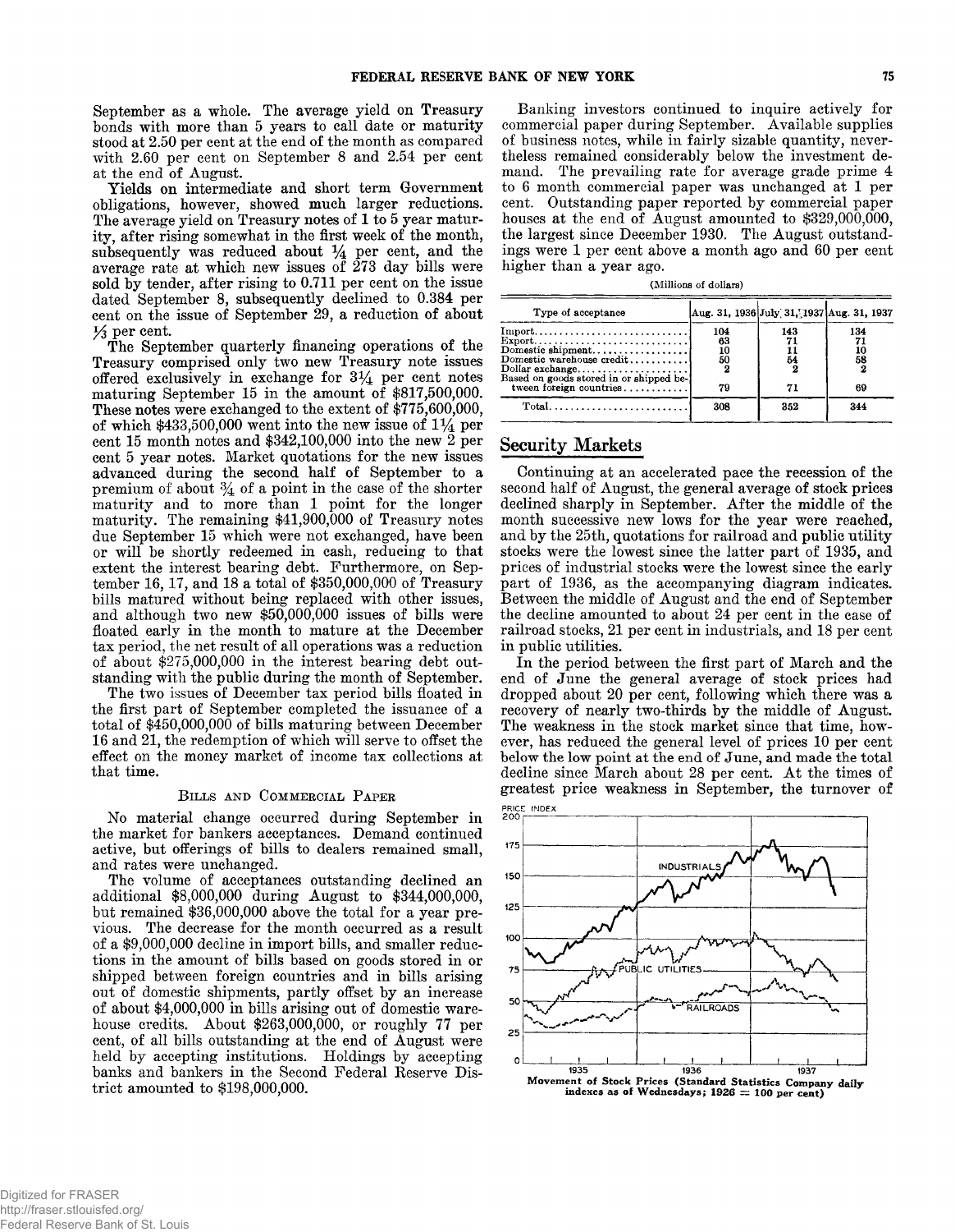September as a whole. The average yield on Treasury bonds with more than 5 years to call date or maturity stood at 2.50 per cent at the end of the month as compared with 2.60 per cent on September 8 and 2.54 per cent at the end of August.

Yields on intermediate and short term Government obligations, however, showed much larger reductions. The average yield on Treasury notes of 1 to 5 year maturity, after rising somewhat in the first week of the month, subsequently was reduced about ¼ per cent, and the average rate at which new issues of 273 day bills were sold by tender, after rising to 0.711 per cent on the issue dated September 8, subsequently declined to 0.384 per cent on the issue of September 29, a reduction of about ⅓ per cent.

The September quarterly financing operations of the Treasury comprised only two new Treasury note issues offered exclusively in exchange for 3¼ per cent notes maturing September 15 in the amount of $817,500,000. These notes were exchanged to the extent of $775,600,000, of which $433,500,000 went into the new issue of 1¼ per cent 15 month notes and $342,100,000 into the new 2 per cent 5 year notes. Market quotations for the new issues advanced during the second half of September to a premium of about ¾ of a point in the case of the shorter maturity and to more than 1 point for the longer maturity. The remaining $41,900,000 of Treasury notes due September 15 which were not exchanged, have been or will be shortly redeemed in cash, reducing to that extent the interest bearing debt. Furthermore, on September 16, 17, and 18 a total of $350,000,000 of Treasury bills matured without being replaced with other issues, and although two new $50,000,000 issues of bills were floated early in the month to mature at the December tax period, the net result of all operations was a reduction of about $275,000,000 in the interest bearing debt outstanding with the public during the month of September.

The two issues of December tax period bills floated in the first part of September completed the issuance of a total of $450,000,000 of bills maturing between December 16 and 21, the redemption of which will serve to offset the effect on the money market of income tax collections at that time.

### Bills and Commercial Paper

No material change occurred during September in the market for bankers acceptances. Demand continued active, but offerings of bills to dealers remained small, and rates were unchanged.

The volume of acceptances outstanding declined an additional $8,000,000 during August to $344,000,000, but remained $36,000,000 above the total for a year previous. The decrease for the month occurred as a result of a $9,000,000 decline in import bills, and smaller reductions in the amount of bills based on goods stored in or shipped between foreign countries and in bills arising out of domestic shipments, partly offset by an increase of about $4,000,000 in bills arising out of domestic warehouse credits. About $263,000,000, or roughly 77 per cent, of all bills outstanding at the end of August were held by accepting institutions. Holdings by accepting banks and bankers in the Second Federal Reserve District amounted to $198,000,000.

Banking investors continued to inquire actively for commercial paper during September. Available supplies of business notes, while in fairly sizable quantity, nevertheless remained considerably below the investment demand. The prevailing rate for average grade prime 4 to 6 month commercial paper was unchanged at 1 per cent. Outstanding paper reported by commercial paper houses at the end of August amounted to $329,000,000, the largest since December 1930. The August outstandings were 1 per cent above a month ago and 60 per cent higher than a year ago.

(Millions of dollars)

| Type of acceptance | Aug. 31, 1936 | July 31, 1937 | Aug. 31, 1937 |
|---|---|---|---|
| Import | 104 | 143 | 134 |
| Export | 63 | 71 | 71 |
| Domestic shipment | 10 | 11 | 10 |
| Domestic warehouse credit | 50 | 54 | 58 |
| Dollar exchange | 2 | 2 | 2 |
| Based on goods stored in or shipped between foreign countries | 79 | 71 | 69 |
| Total | 308 | 352 | 344 |

## Security Markets

Continuing at an accelerated pace the recession of the second half of August, the general average of stock prices declined sharply in September. After the middle of the month successive new lows for the year were reached, and by the 25th, quotations for railroad and public utility stocks were the lowest since the latter part of 1935, and prices of industrial stocks were the lowest since the early part of 1936, as the accompanying diagram indicates. Between the middle of August and the end of September the decline amounted to about 24 per cent in the case of railroad stocks, 21 per cent in industrials, and 18 per cent in public utilities.

In the period between the first part of March and the end of June the general average of stock prices had dropped about 20 per cent, following which there was a recovery of nearly two-thirds by the middle of August. The weakness in the stock market since that time, however, has reduced the general level of prices 10 per cent below the low point at the end of June, and made the total decline since March about 28 per cent. At the times of greatest price weakness in September, the turnover of

Movement of Stock Prices (Standard Statistics Company daily indexes as of Wednesdays; 1926 = 100 per cent)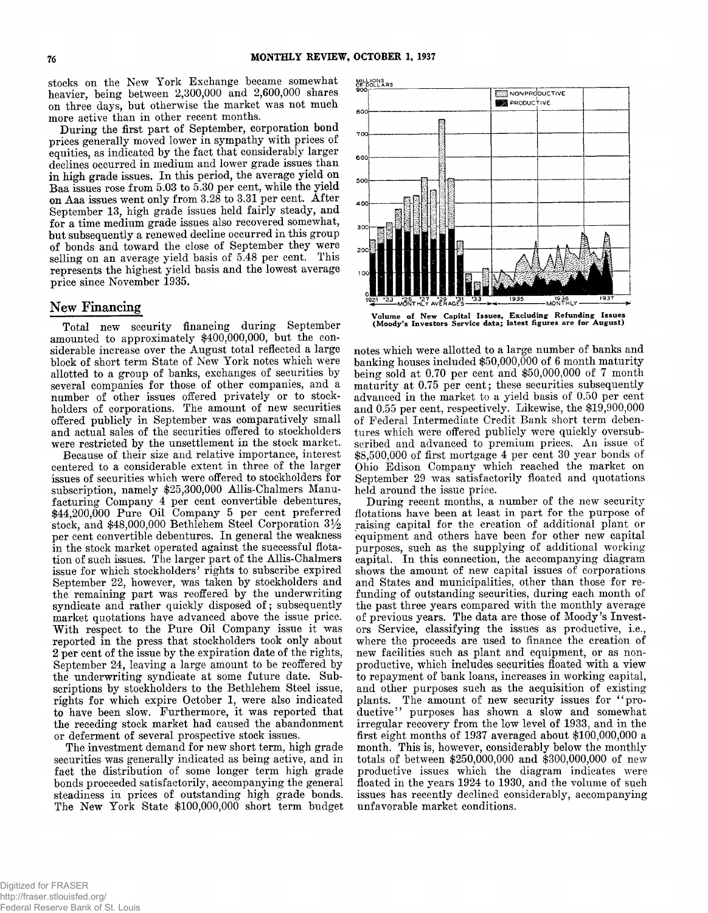stocks on the New York Exchange became somewhat heavier, being between 2,300,000 and 2,600,000 shares on three days, but otherwise the market was not much more active than in other recent months.

During the first part of September, corporation bond prices generally moved lower in sympathy with prices of equities, as indicated by the fact that considerably larger declines occurred in medium and lower grade issues than in high grade issues. In this period, the average yield on Baa issues rose from 5.03 to 5.30 per cent, while the yield on Aaa issues went only from 3.28 to 3.31 per cent. After September 13, high grade issues held fairly steady, and for a time medium grade issues also recovered somewhat, but subsequently a renewed decline occurred in this group of bonds and toward the close of September they were selling on an average yield basis of 5.48 per cent. This represents the highest yield basis and the lowest average price since November 1935.

## New Financing

Total new security financing during September amounted to approximately $400,000,000, but the considerable increase over the August total reflected a large block of short term State of New York notes which were allotted to a group of banks, exchanges of securities by several companies for those of other companies, and a number of other issues offered privately or to stockholders of corporations. The amount of new securities offered publicly in September was comparatively small and actual sales of the securities offered to stockholders were restricted by the unsettlement in the stock market.

Because of their size and relative importance, interest centered to a considerable extent in three of the larger issues of securities which were offered to stockholders for subscription, namely $25,300,000 Allis-Chalmers Manufacturing Company 4 per cent convertible debentures, $44,200,000 Pure Oil Company 5 per cent preferred stock, and $48,000,000 Bethlehem Steel Corporation 3½ per cent convertible debentures. In general the weakness in the stock market operated against the successful flotation of such issues. The larger part of the Allis-Chalmers issue for which stockholders' rights to subscribe expired September 22, however, was taken by stockholders and the remaining part was reoffered by the underwriting syndicate and rather quickly disposed of; subsequently market quotations have advanced above the issue price. With respect to the Pure Oil Company issue it was reported in the press that stockholders took only about 2 per cent of the issue by the expiration date of the rights, September 24, leaving a large amount to be reoffered by the underwriting syndicate at some future date. Subscriptions by stockholders to the Bethlehem Steel issue, rights for which expire October 1, were also indicated to have been slow. Furthermore, it was reported that the receding stock market had caused the abandonment or deferment of several prospective stock issues.

The investment demand for new short term, high grade securities was generally indicated as being active, and in fact the distribution of some longer term high grade bonds proceeded satisfactorily, accompanying the general steadiness in prices of outstanding high grade bonds. The New York State $100,000,000 short term budget notes which were allotted to a large number of banks and banking houses included $50,000,000 of 6 month maturity being sold at 0.70 per cent and $50,000,000 of 7 month maturity at 0.75 per cent; these securities subsequently advanced in the market to a yield basis of 0.50 per cent and 0.55 per cent, respectively. Likewise, the $19,900,000 of Federal Intermediate Credit Bank short term debentures which were offered publicly were quickly oversubscribed and advanced to premium prices. An issue of $8,500,000 of first mortgage 4 per cent 30 year bonds of Ohio Edison Company which reached the market on September 29 was satisfactorily floated and quotations held around the issue price.

Volume of New Capital Issues, Excluding Refunding Issues (Moody's Investors Service data; latest figures are for August)

During recent months, a number of the new security flotations have been at least in part for the purpose of raising capital for the creation of additional plant or equipment and others have been for other new capital purposes, such as the supplying of additional working capital. In this connection, the accompanying diagram shows the amount of new capital issues of corporations and States and municipalities, other than those for refunding of outstanding securities, during each month of the past three years compared with the monthly average of previous years. The data are those of Moody's Investors Service, classifying the issues as productive, i.e., where the proceeds are used to finance the creation of new facilities such as plant and equipment, or as nonproductive, which includes securities floated with a view to repayment of bank loans, increases in working capital, and other purposes such as the acquisition of existing plants. The amount of new security issues for "productive" purposes has shown a slow and somewhat irregular recovery from the low level of 1933, and in the first eight months of 1937 averaged about $100,000,000 a month. This is, however, considerably below the monthly totals of between $250,000,000 and $300,000,000 of new productive issues which the diagram indicates were floated in the years 1924 to 1930, and the volume of such issues has recently declined considerably, accompanying unfavorable market conditions.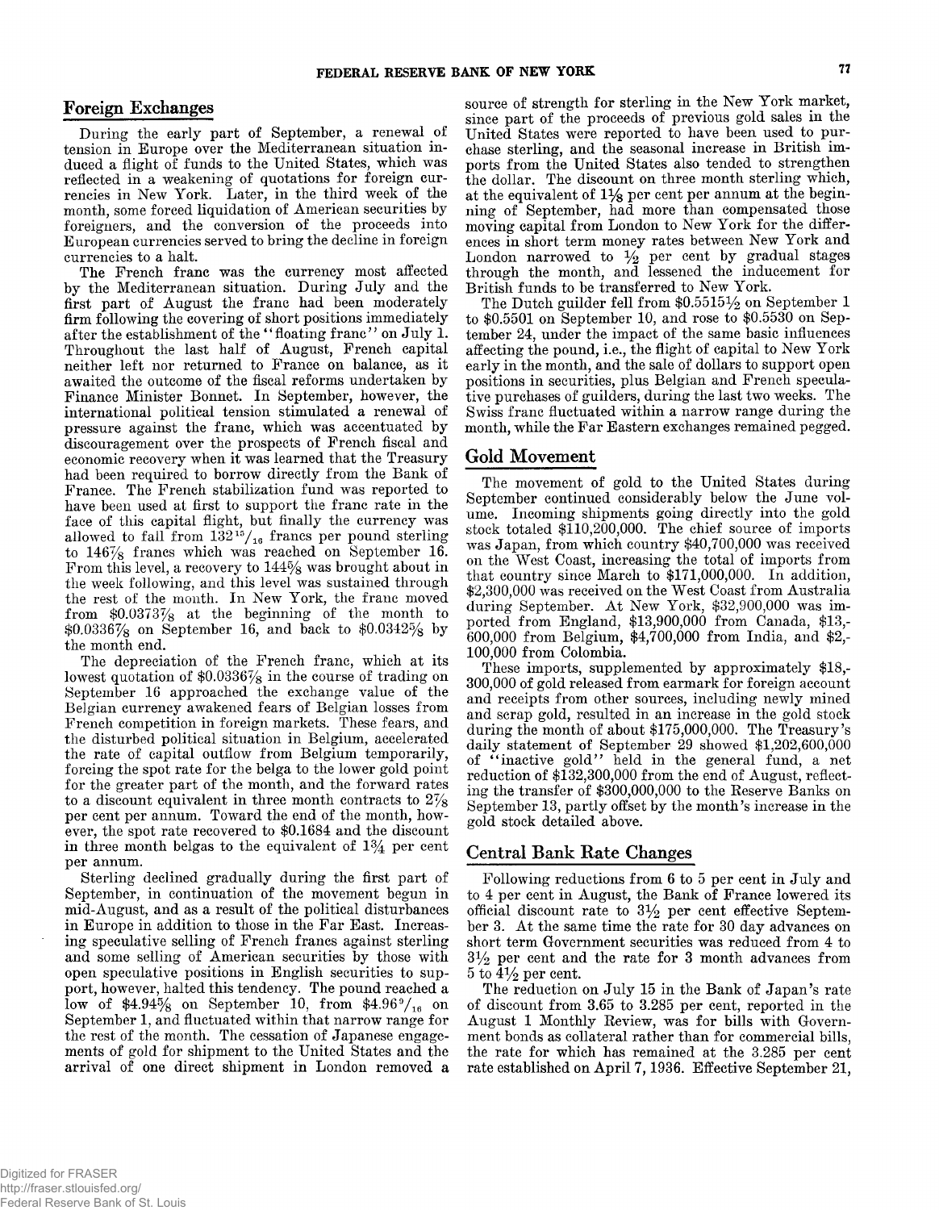## Foreign Exchanges

During the early part of September, a renewal of tension in Europe over the Mediterranean situation induced a flight of funds to the United States, which was reflected in a weakening of quotations for foreign currencies in New York. Later, in the third week of the month, some forced liquidation of American securities by foreigners, and the conversion of the proceeds into European currencies served to bring the decline in foreign currencies to a halt.

The French franc was the currency most affected by the Mediterranean situation. During July and the first part of August the franc had been moderately firm following the covering of short positions immediately after the establishment of the "floating franc" on July 1. Throughout the last half of August, French capital neither left nor returned to France on balance, as it awaited the outcome of the fiscal reforms undertaken by Finance Minister Bonnet. In September, however, the international political tension stimulated a renewal of pressure against the franc, which was accentuated by discouragement over the prospects of French fiscal and economic recovery when it was learned that the Treasury had been required to borrow directly from the Bank of France. The French stabilization fund was reported to have been used at first to support the franc rate in the face of this capital flight, but finally the currency was allowed to fall from 132 15/16 francs per pound sterling to 146⅞ francs which was reached on September 16. From this level, a recovery to 144⅝ was brought about in the week following, and this level was sustained through the rest of the month. In New York, the franc moved from $0.0373⅞ at the beginning of the month to $0.0336⅞ on September 16, and back to $0.0342⅝ by the month end.

The depreciation of the French franc, which at its lowest quotation of $0.0336⅞ in the course of trading on September 16 approached the exchange value of the Belgian currency awakened fears of Belgian losses from French competition in foreign markets. These fears, and the disturbed political situation in Belgium, accelerated the rate of capital outflow from Belgium temporarily, forcing the spot rate for the belga to the lower gold point for the greater part of the month, and the forward rates to a discount equivalent in three month contracts to 2⅞ per cent per annum. Toward the end of the month, however, the spot rate recovered to $0.1684 and the discount in three month belgas to the equivalent of 1¾ per cent per annum.

Sterling declined gradually during the first part of September, in continuation of the movement begun in mid-August, and as a result of the political disturbances in Europe in addition to those in the Far East. Increasing speculative selling of French francs against sterling and some selling of American securities by those with open speculative positions in English securities to support, however, halted this tendency. The pound reached a low of $4.94⅝ on September 10, from $4.96 9/16 on September 1, and fluctuated within that narrow range for the rest of the month. The cessation of Japanese engagements of gold for shipment to the United States and the arrival of one direct shipment in London removed a source of strength for sterling in the New York market, since part of the proceeds of previous gold sales in the United States were reported to have been used to purchase sterling, and the seasonal increase in British imports from the United States also tended to strengthen the dollar. The discount on three month sterling which, at the equivalent of 1⅛ per cent per annum at the beginning of September, had more than compensated those moving capital from London to New York for the differences in short term money rates between New York and London narrowed to ½ per cent by gradual stages through the month, and lessened the inducement for British funds to be transferred to New York.

The Dutch guilder fell from $0.5515½ on September 1 to $0.5501 on September 10, and rose to $0.5530 on September 24, under the impact of the same basic influences affecting the pound, i.e., the flight of capital to New York early in the month, and the sale of dollars to support open positions in securities, plus Belgian and French speculative purchases of guilders, during the last two weeks. The Swiss franc fluctuated within a narrow range during the month, while the Far Eastern exchanges remained pegged.

## Gold Movement

The movement of gold to the United States during September continued considerably below the June volume. Incoming shipments going directly into the gold stock totaled $110,200,000. The chief source of imports was Japan, from which country $40,700,000 was received on the West Coast, increasing the total of imports from that country since March to $171,000,000. In addition, $2,300,000 was received on the West Coast from Australia during September. At New York, $32,900,000 was imported from England, $13,900,000 from Canada, $13,600,000 from Belgium, $4,700,000 from India, and $2,100,000 from Colombia.

These imports, supplemented by approximately $18,300,000 of gold released from earmark for foreign account and receipts from other sources, including newly mined and scrap gold, resulted in an increase in the gold stock during the month of about $175,000,000. The Treasury's daily statement of September 29 showed $1,202,600,000 of "inactive gold" held in the general fund, a net reduction of $132,300,000 from the end of August, reflecting the transfer of $300,000,000 to the Reserve Banks on September 13, partly offset by the month's increase in the gold stock detailed above.

## Central Bank Rate Changes

Following reductions from 6 to 5 per cent in July and to 4 per cent in August, the Bank of France lowered its official discount rate to 3½ per cent effective September 3. At the same time the rate for 30 day advances on short term Government securities was reduced from 4 to 3½ per cent and the rate for 3 month advances from 5 to 4½ per cent.

The reduction on July 15 in the Bank of Japan's rate of discount from 3.65 to 3.285 per cent, reported in the August 1 Monthly Review, was for bills with Government bonds as collateral rather than for commercial bills, the rate for which has remained at the 3.285 per cent rate established on April 7, 1936. Effective September 21,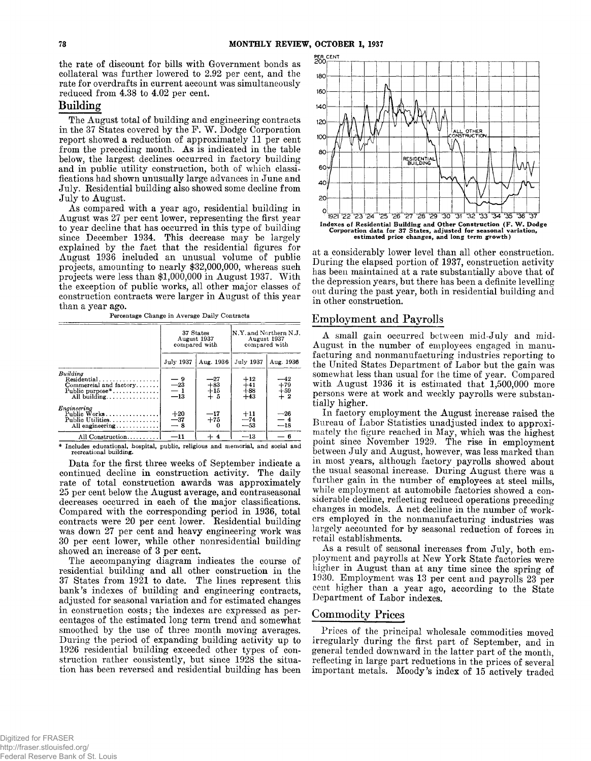the rate of discount for bills with Government bonds as collateral was further lowered to 2.92 per cent, and the rate for overdrafts in current account was simultaneously reduced from 4.38 to 4.02 per cent.

## Building

The August total of building and engineering contracts in the 37 States covered by the F. W. Dodge Corporation report showed a reduction of approximately 11 per cent from the preceding month. As is indicated in the table below, the largest declines occurred in factory building and in public utility construction, both of which classifications had shown unusually large advances in June and July. Residential building also showed some decline from July to August.

As compared with a year ago, residential building in August was 27 per cent lower, representing the first year to year decline that has occurred in this type of building since December 1934. This decrease may be largely explained by the fact that the residential figures for August 1936 included an unusual volume of public projects, amounting to nearly $32,000,000, whereas such projects were less than $1,000,000 in August 1937. With the exception of public works, all other major classes of construction contracts were larger in August of this year than a year ago.

Percentage Change in Average Daily Contracts

| | 37 States August 1937 compared with | | N.Y. and Northern N.J. August 1937 compared with | |
|---|---|---|---|---|
| | July 1937 | Aug. 1936 | July 1937 | Aug. 1936 |
| *Building* | | | | |
| Residential | — 9 | —27 | +12 | —42 |
| Commercial and factory | —23 | +83 | +41 | +79 |
| Public purpose* | — 1 | +15 | +88 | +59 |
| All building | —13 | + 5 | +43 | + 2 |
| *Engineering* | | | | |
| Public Works | +20 | —17 | +11 | —26 |
| Public Utilities | —37 | +75 | —74 | — 4 |
| All engineering | — 8 | 0 | —53 | —18 |
| All Construction | —11 | + 4 | —13 | — 6 |

\* Includes educational, hospital, public, religious and memorial, and social and recreational building.

Data for the first three weeks of September indicate a continued decline in construction activity. The daily rate of total construction awards was approximately 25 per cent below the August average, and contraseasonal decreases occurred in each of the major classifications. Compared with the corresponding period in 1936, total contracts were 20 per cent lower. Residential building was down 27 per cent and heavy engineering work was 30 per cent lower, while other nonresidential building showed an increase of 3 per cent.

The accompanying diagram indicates the course of residential building and all other construction in the 37 States from 1921 to date. The lines represent this bank's indexes of building and engineering contracts, adjusted for seasonal variation and for estimated changes in construction costs; the indexes are expressed as percentages of the estimated long term trend and somewhat smoothed by the use of three month moving averages. During the period of expanding building activity up to 1926 residential building exceeded other types of construction rather consistently, but since 1928 the situation has been reversed and residential building has been at a considerably lower level than all other construction. During the elapsed portion of 1937, construction activity has been maintained at a rate substantially above that of the depression years, but there has been a definite levelling out during the past year, both in residential building and in other construction.

Indexes of Residential Building and Other Construction (F. W. Dodge Corporation data for 37 States, adjusted for seasonal variation, estimated price changes, and long term growth)

## Employment and Payrolls

A small gain occurred between mid-July and mid-August in the number of employees engaged in manufacturing and nonmanufacturing industries reporting to the United States Department of Labor but the gain was somewhat less than usual for the time of year. Compared with August 1936 it is estimated that 1,500,000 more persons were at work and weekly payrolls were substantially higher.

In factory employment the August increase raised the Bureau of Labor Statistics unadjusted index to approximately the figure reached in May, which was the highest point since November 1929. The rise in employment between July and August, however, was less marked than in most years, although factory payrolls showed about the usual seasonal increase. During August there was a further gain in the number of employees at steel mills, while employment at automobile factories showed a considerable decline, reflecting reduced operations preceding changes in models. A net decline in the number of workers employed in the nonmanufacturing industries was largely accounted for by seasonal reduction of forces in retail establishments.

As a result of seasonal increases from July, both employment and payrolls at New York State factories were higher in August than at any time since the spring of 1930. Employment was 13 per cent and payrolls 23 per cent higher than a year ago, according to the State Department of Labor indexes.

## Commodity Prices

Prices of the principal wholesale commodities moved irregularly during the first part of September, and in general tended downward in the latter part of the month, reflecting in large part reductions in the prices of several important metals. Moody's index of 15 actively traded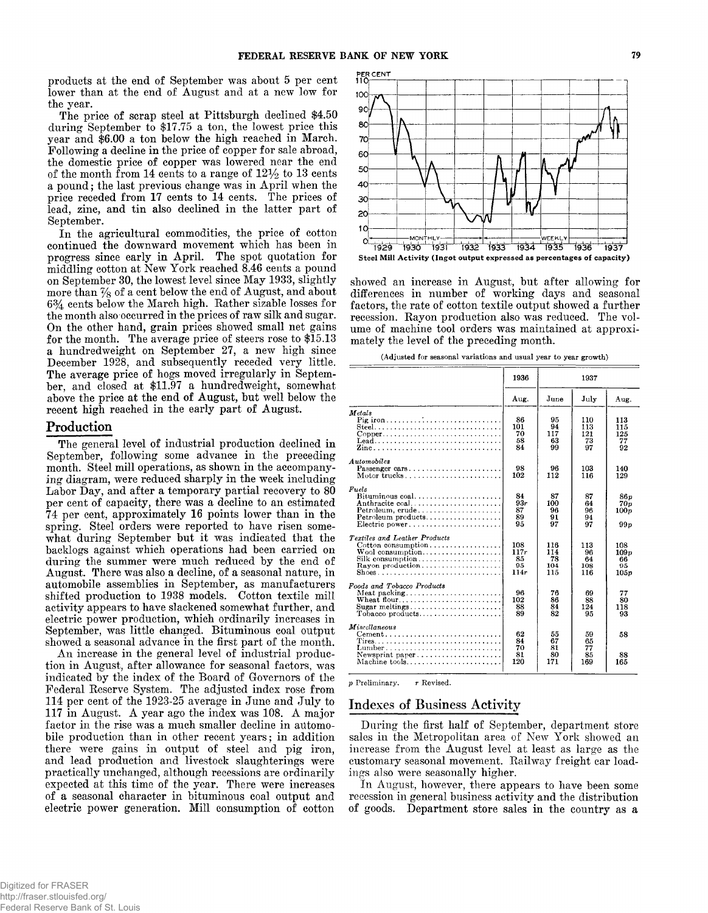products at the end of September was about 5 per cent lower than at the end of August and at a new low for the year.

The price of scrap steel at Pittsburgh declined $4.50 during September to $17.75 a ton, the lowest price this year and $6.00 a ton below the high reached in March. Following a decline in the price of copper for sale abroad, the domestic price of copper was lowered near the end of the month from 14 cents to a range of 12½ to 13 cents a pound; the last previous change was in April when the price receded from 17 cents to 14 cents. The prices of lead, zinc, and tin also declined in the latter part of September.

In the agricultural commodities, the price of cotton continued the downward movement which has been in progress since early in April. The spot quotation for middling cotton at New York reached 8.46 cents a pound on September 30, the lowest level since May 1933, slightly more than ⅞ of a cent below the end of August, and about 6¾ cents below the March high. Rather sizable losses for the month also occurred in the prices of raw silk and sugar. On the other hand, grain prices showed small net gains for the month. The average price of steers rose to $15.13 a hundredweight on September 27, a new high since December 1928, and subsequently receded very little. The average price of hogs moved irregularly in September, and closed at $11.97 a hundredweight, somewhat above the price at the end of August, but well below the recent high reached in the early part of August.

## Production

The general level of industrial production declined in September, following some advance in the preceding month. Steel mill operations, as shown in the accompanying diagram, were reduced sharply in the week including Labor Day, and after a temporary partial recovery to 80 per cent of capacity, there was a decline to an estimated 74 per cent, approximately 16 points lower than in the spring. Steel orders were reported to have risen somewhat during September but it was indicated that the backlogs against which operations had been carried on during the summer were much reduced by the end of August. There was also a decline, of a seasonal nature, in automobile assemblies in September, as manufacturers shifted production to 1938 models. Cotton textile mill activity appears to have slackened somewhat further, and electric power production, which ordinarily increases in September, was little changed. Bituminous coal output showed a seasonal advance in the first part of the month.

An increase in the general level of industrial production in August, after allowance for seasonal factors, was indicated by the index of the Board of Governors of the Federal Reserve System. The adjusted index rose from 114 per cent of the 1923-25 average in June and July to 117 in August. A year ago the index was 108. A major factor in the rise was a much smaller decline in automobile production than in other recent years; in addition there were gains in output of steel and pig iron, and lead production and livestock slaughterings were practically unchanged, although recessions are ordinarily expected at this time of the year. There were increases of a seasonal character in bituminous coal output and electric power generation. Mill consumption of cotton showed an increase in August, but after allowing for differences in number of working days and seasonal factors, the rate of cotton textile output showed a further recession. Rayon production also was reduced. The volume of machine tool orders was maintained at approximately the level of the preceding month.

**Steel Mill Activity (Ingot output expressed as percentages of capacity)**

(Adjusted for seasonal variations and usual year to year growth)

| | 1936 | 1937 | | |
|---|---|---|---|---|
| | Aug. | June | July | Aug. |
| *Metals* | | | | |
| Pig iron | 86 | 95 | 110 | 113 |
| Steel | 101 | 94 | 113 | 115 |
| Copper | 70 | 117 | 121 | 125 |
| Lead | 58 | 63 | 73 | 77 |
| Zinc | 84 | 99 | 97 | 92 |
| *Automobiles* | | | | |
| Passenger cars | 98 | 96 | 103 | 140 |
| Motor trucks | 102 | 112 | 116 | 129 |
| *Fuels* | | | | |
| Bituminous coal | 84 | 87 | 87 | 86p |
| Anthracite coal | 93r | 100 | 64 | 70p |
| Petroleum, crude | 87 | 96 | 96 | 100p |
| Petroleum products | 89 | 91 | 94 | |
| Electric power | 95 | 97 | 97 | 99p |
| *Textiles and Leather Products* | | | | |
| Cotton consumption | 108 | 116 | 113 | 108 |
| Wool consumption | 117r | 114 | 96 | 109p |
| Silk consumption | 85 | 78 | 64 | 66 |
| Rayon production | 95 | 104 | 108 | 95 |
| Shoes | 114r | 115 | 116 | 105p |
| *Foods and Tobacco Products* | | | | |
| Meat packing | 96 | 76 | 69 | 77 |
| Wheat flour | 102 | 86 | 88 | 80 |
| Sugar meltings | 88 | 84 | 124 | 118 |
| Tobacco products | 89 | 82 | 95 | 93 |
| *Miscellaneous* | | | | |
| Cement | 62 | 55 | 59 | 58 |
| Tires | 84 | 67 | 65 | |
| Lumber | 70 | 81 | 77 | |
| Newsprint paper | 81 | 80 | 85 | 88 |
| Machine tools | 120 | 171 | 169 | 165 |

*p* Preliminary. *r* Revised.

## Indexes of Business Activity

During the first half of September, department store sales in the Metropolitan area of New York showed an increase from the August level at least as large as the customary seasonal movement. Railway freight car loadings also were seasonally higher.

In August, however, there appears to have been some recession in general business activity and the distribution of goods. Department store sales in the country as a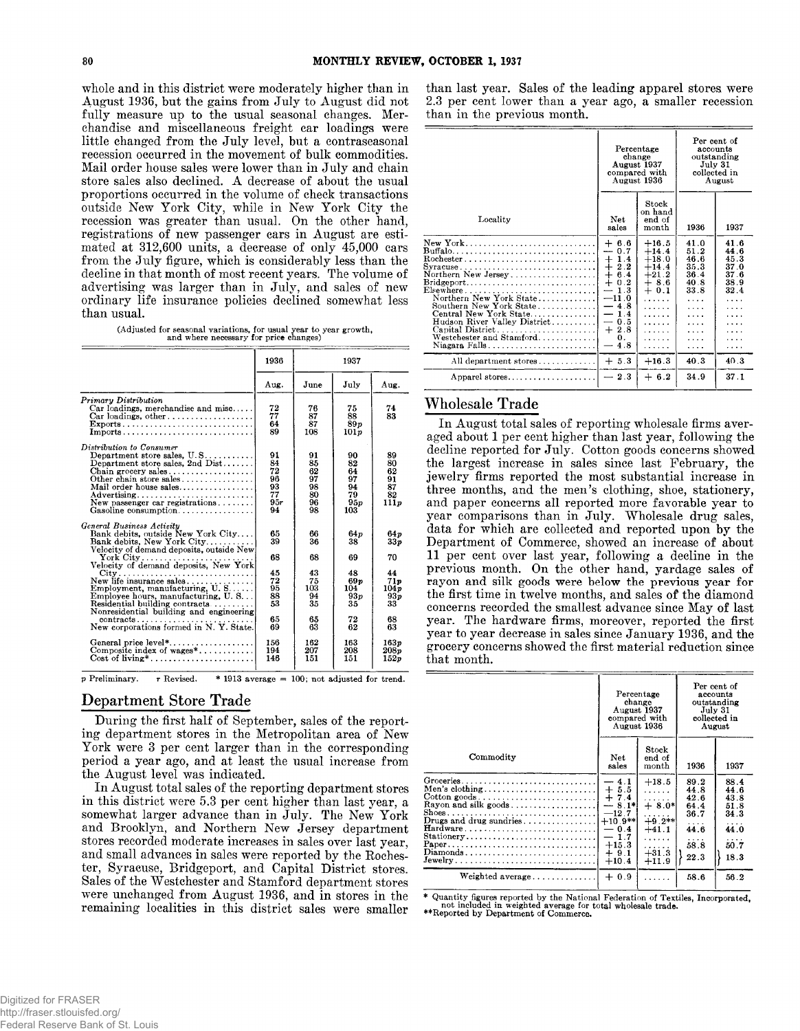whole and in this district were moderately higher than in August 1936, but the gains from July to August did not fully measure up to the usual seasonal changes. Merchandise and miscellaneous freight car loadings were little changed from the July level, but a contraseasonal recession occurred in the movement of bulk commodities. Mail order house sales were lower than in July and chain store sales also declined. A decrease of about the usual proportions occurred in the volume of check transactions outside New York City, while in New York City the recession was greater than usual. On the other hand, registrations of new passenger cars in August are estimated at 312,600 units, a decrease of only 45,000 cars from the July figure, which is considerably less than the decline in that month of most recent years. The volume of advertising was larger than in July, and sales of new ordinary life insurance policies declined somewhat less than usual.

(Adjusted for seasonal variations, for usual year to year growth, and where necessary for price changes)

| | 1936 | 1937 | | |
|---|---|---|---|---|
| | Aug. | June | July | Aug. |
| *Primary Distribution* | | | | |
| Car loadings, merchandise and misc. | 72 | 76 | 75 | 74 |
| Car loadings, other | 77 | 87 | 88 | 83 |
| Exports | 64 | 87 | 89p | |
| Imports | 89 | 108 | 101p | |
| *Distribution to Consumer* | | | | |
| Department store sales, U. S. | 91 | 91 | 90 | 89 |
| Department store sales, 2nd Dist. | 84 | 85 | 82 | 80 |
| Chain grocery sales | 72 | 62 | 64 | 62 |
| Other chain store sales | 96 | 97 | 97 | 91 |
| Mail order house sales | 93 | 98 | 94 | 87 |
| Advertising | 77 | 80 | 79 | 82 |
| New passenger car registrations | 95r | 96 | 95p | 111p |
| Gasoline consumption | 94 | 98 | 103 | |
| *General Business Activity* | | | | |
| Bank debits, outside New York City | 65 | 66 | 64p | 64p |
| Bank debits, New York City | 39 | 36 | 38 | 33p |
| Velocity of demand deposits, outside New York City | 68 | 68 | 69 | 70 |
| Velocity of demand deposits, New York City | 45 | 43 | 48 | 44 |
| New life insurance sales | 72 | 75 | 69p | 71p |
| Employment, manufacturing, U. S. | 95 | 103 | 104 | 104p |
| Employee hours, manufacturing, U. S. | 88 | 94 | 93p | 93p |
| Residential building contracts | 53 | 35 | 35 | 33 |
| Nonresidential building and engineering contracts | 65 | 65 | 72 | 68 |
| New corporations formed in N. Y. State | 69 | 63 | 62 | 63 |
| General price level* | 156 | 162 | 163 | 163p |
| Composite index of wages* | 194 | 207 | 208 | 208p |
| Cost of living* | 146 | 151 | 151 | 152p |

p Preliminary. r Revised. * 1913 average = 100; not adjusted for trend.

## Department Store Trade

During the first half of September, sales of the reporting department stores in the Metropolitan area of New York were 3 per cent larger than in the corresponding period a year ago, and at least the usual increase from the August level was indicated.

In August total sales of the reporting department stores in this district were 5.3 per cent higher than last year, a somewhat larger advance than in July. The New York and Brooklyn, and Northern New Jersey department stores recorded moderate increases in sales over last year, and small advances in sales were reported by the Rochester, Syracuse, Bridgeport, and Capital District stores. Sales of the Westchester and Stamford department stores were unchanged from August 1936, and in stores in the remaining localities in this district sales were smaller than last year. Sales of the leading apparel stores were 2.3 per cent lower than a year ago, a smaller recession than in the previous month.

| Locality | Percentage change August 1937 compared with August 1936 | | Per cent of accounts outstanding July 31 collected in August | |
|---|---|---|---|---|
| | Net sales | Stock on hand end of month | 1936 | 1937 |
| New York | + 6.6 | +16.5 | 41.0 | 41.6 |
| Buffalo | − 0.7 | +14.4 | 51.2 | 44.6 |
| Rochester | + 1.4 | +18.0 | 46.6 | 45.3 |
| Syracuse | + 2.2 | +14.4 | 35.3 | 37.0 |
| Northern New Jersey | + 6.4 | +21.2 | 36.4 | 37.6 |
| Bridgeport | + 0.2 | + 8.6 | 40.8 | 38.9 |
| Elsewhere | − 1.3 | + 0.1 | 33.8 | 32.4 |
| Northern New York State | −11.0 | ...... | .... | .... |
| Southern New York State | − 4.8 | ...... | .... | .... |
| Central New York State | − 1.4 | ...... | .... | .... |
| Hudson River Valley District | − 0.5 | ...... | .... | .... |
| Capital District | + 2.8 | ...... | .... | .... |
| Westchester and Stamford | 0. | ...... | .... | .... |
| Niagara Falls | − 4.8 | ...... | .... | .... |
| All department stores | + 5.3 | +16.3 | 40.3 | 40.3 |
| Apparel stores | − 2.3 | + 6.2 | 34.9 | 37.1 |

## Wholesale Trade

In August total sales of reporting wholesale firms averaged about 1 per cent higher than last year, following the decline reported for July. Cotton goods concerns showed the largest increase in sales since last February, the jewelry firms reported the most substantial increase in three months, and the men's clothing, shoe, stationery, and paper concerns all reported more favorable year to year comparisons than in July. Wholesale drug sales, data for which are collected and reported upon by the Department of Commerce, showed an increase of about 11 per cent over last year, following a decline in the previous month. On the other hand, yardage sales of rayon and silk goods were below the previous year for the first time in twelve months, and sales of the diamond concerns recorded the smallest advance since May of last year. The hardware firms, moreover, reported the first year to year decrease in sales since January 1936, and the grocery concerns showed the first material reduction since that month.

| Commodity | Percentage change August 1937 compared with August 1936 | | Per cent of accounts outstanding July 31 collected in August | |
|---|---|---|---|---|
| | Net sales | Stock end of month | 1936 | 1937 |
| Groceries | − 4.1 | +18.5 | 89.2 | 88.4 |
| Men's clothing | + 5.5 | ...... | 44.8 | 44.6 |
| Cotton goods | + 7.4 | ...... | 42.6 | 43.8 |
| Rayon and silk goods | − 8.1* | + 8.0* | 64.4 | 51.8 |
| Shoes | −12.7 | ...... | 36.7 | 34.3 |
| Drugs and drug sundries | +10.9** | +9.2** | .... | .... |
| Hardware | − 0.4 | +41.1 | 44.6 | 44.0 |
| Stationery | − 1.7 | ...... | .... | .... |
| Paper | +15.3 | ...... | 58.8 | 50.7 |
| Diamonds | + 9.1 | +31.3 | 22.3 | 18.3 |
| Jewelry | +10.4 | +11.9 | | |
| Weighted average | + 0.9 | ...... | 58.6 | 56.2 |

\* Quantity figures reported by the National Federation of Textiles, Incorporated, not included in weighted average for total wholesale trade.
\*\*Reported by Department of Commerce.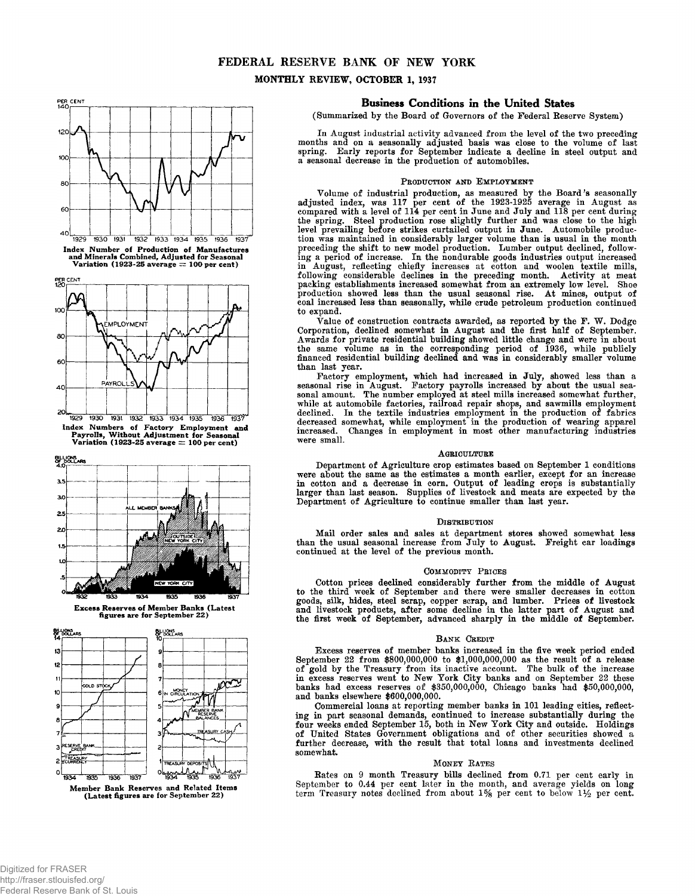# FEDERAL RESERVE BANK OF NEW YORK

**MONTHLY REVIEW, OCTOBER 1, 1937**

PER CENT
140
120
100
80
60
40
1929 1930 1931 1932 1933 1934 1935 1936 1937

Index Number of Production of Manufactures and Minerals Combined, Adjusted for Seasonal Variation (1923-25 average = 100 per cent)

PER CENT
120
100
80
60
40
20
EMPLOYMENT
PAYROLLS
1929 1930 1931 1932 1933 1934 1935 1936 1937

Index Numbers of Factory Employment and Payrolls, Without Adjustment for Seasonal Variation (1923-25 average = 100 per cent)

BILLIONS OF DOLLARS
4.0
3.5
3.0
2.5
2.0
1.5
1.0
.5
0
ALL MEMBER BANKS
OUTSIDE NEW YORK CITY
NEW YORK CITY
1932 1933 1934 1935 1936 1937

Excess Reserves of Member Banks (Latest figures are for September 22)

BILLIONS OF DOLLARS
14
13
12
11
10
9
8
7
3
2
0
GOLD STOCK
RESERVE BANK CREDIT
TREASURY CURRENCY
1934 1935 1936 1937

BILLIONS OF DOLLARS
10
9
8
7
6
5
4
3
2
1
0
MONEY IN CIRCULATION
MEMBER BANK RESERVE BALANCES
TREASURY CASH
TREASURY DEPOSITS
1934 1935 1936 1937

Member Bank Reserves and Related Items (Latest figures are for September 22)

## Business Conditions in the United States

(Summarized by the Board of Governors of the Federal Reserve System)

In August industrial activity advanced from the level of the two preceding months and on a seasonally adjusted basis was close to the volume of last spring. Early reports for September indicate a decline in steel output and a seasonal decrease in the production of automobiles.

### Production and Employment

Volume of industrial production, as measured by the Board's seasonally adjusted index, was 117 per cent of the 1923-1925 average in August as compared with a level of 114 per cent in June and July and 118 per cent during the spring. Steel production rose slightly further and was close to the high level prevailing before strikes curtailed output in June. Automobile production was maintained in considerably larger volume than is usual in the month preceding the shift to new model production. Lumber output declined, following a period of increase. In the nondurable goods industries output increased in August, reflecting chiefly increases at cotton and woolen textile mills, following considerable declines in the preceding month. Activity at meat packing establishments increased somewhat from an extremely low level. Shoe production showed less than the usual seasonal rise. At mines, output of coal increased less than seasonally, while crude petroleum production continued to expand.

Value of construction contracts awarded, as reported by the F. W. Dodge Corporation, declined somewhat in August and the first half of September. Awards for private residential building showed little change and were in about the same volume as in the corresponding period of 1936, while publicly financed residential building declined and was in considerably smaller volume than last year.

Factory employment, which had increased in July, showed less than a seasonal rise in August. Factory payrolls increased by about the usual seasonal amount. The number employed at steel mills increased somewhat further, while at automobile factories, railroad repair shops, and sawmills employment declined. In the textile industries employment in the production of fabrics decreased somewhat, while employment in the production of wearing apparel increased. Changes in employment in most other manufacturing industries were small.

### Agriculture

Department of Agriculture crop estimates based on September 1 conditions were about the same as the estimates a month earlier, except for an increase in cotton and a decrease in corn. Output of leading crops is substantially larger than last season. Supplies of livestock and meats are expected by the Department of Agriculture to continue smaller than last year.

### Distribution

Mail order sales and sales at department stores showed somewhat less than the usual seasonal increase from July to August. Freight car loadings continued at the level of the previous month.

### Commodity Prices

Cotton prices declined considerably further from the middle of August to the third week of September and there were smaller decreases in cotton goods, silk, hides, steel scrap, copper scrap, and lumber. Prices of livestock and livestock products, after some decline in the latter part of August and the first week of September, advanced sharply in the middle of September.

### Bank Credit

Excess reserves of member banks increased in the five week period ended September 22 from $800,000,000 to $1,000,000,000 as the result of a release of gold by the Treasury from its inactive account. The bulk of the increase in excess reserves went to New York City banks and on September 22 these banks had excess reserves of $350,000,000, Chicago banks had $50,000,000, and banks elsewhere $600,000,000.

Commercial loans at reporting member banks in 101 leading cities, reflecting in part seasonal demands, continued to increase substantially during the four weeks ended September 15, both in New York City and outside. Holdings of United States Government obligations and of other securities showed a further decrease, with the result that total loans and investments declined somewhat.

### Money Rates

Rates on 9 month Treasury bills declined from 0.71 per cent early in September to 0.44 per cent later in the month, and average yields on long term Treasury notes declined from about 1⅝ per cent to below 1½ per cent.